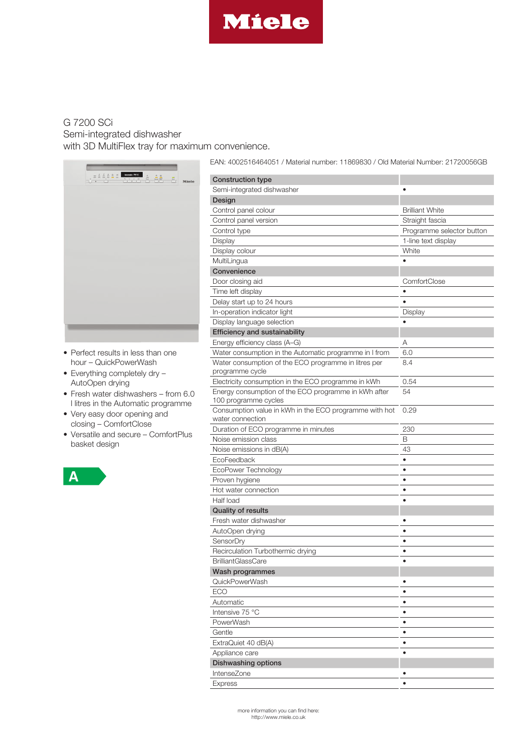# Miele

## G 7200 SCi
Semi-integrated dishwasher
with 3D MultiFlex tray for maximum convenience.

EAN: 4002516464051 / Material number: 11869830 / Old Material Number: 21720056GB

- Perfect results in less than one hour – QuickPowerWash
- Everything completely dry – AutoOpen drying
- Fresh water dishwashers – from 6.0 l litres in the Automatic programme
- Very easy door opening and closing – ComfortClose
- Versatile and secure – ComfortPlus basket design

A

| **Construction type** | |
|---|---|
| Semi-integrated dishwasher | • |
| **Design** | |
| Control panel colour | Brilliant White |
| Control panel version | Straight fascia |
| Control type | Programme selector button |
| Display | 1-line text display |
| Display colour | White |
| MultiLingua | • |
| **Convenience** | |
| Door closing aid | ComfortClose |
| Time left display | • |
| Delay start up to 24 hours | • |
| In-operation indicator light | Display |
| Display language selection | • |
| **Efficiency and sustainability** | |
| Energy efficiency class (A–G) | A |
| Water consumption in the Automatic programme in l from | 6.0 |
| Water consumption of the ECO programme in litres per programme cycle | 8.4 |
| Electricity consumption in the ECO programme in kWh | 0.54 |
| Energy consumption of the ECO programme in kWh after 100 programme cycles | 54 |
| Consumption value in kWh in the ECO programme with hot water connection | 0.29 |
| Duration of ECO programme in minutes | 230 |
| Noise emission class | B |
| Noise emissions in dB(A) | 43 |
| EcoFeedback | • |
| EcoPower Technology | • |
| Proven hygiene | • |
| Hot water connection | • |
| Half load | • |
| **Quality of results** | |
| Fresh water dishwasher | • |
| AutoOpen drying | • |
| SensorDry | • |
| Recirculation Turbothermic drying | • |
| BrilliantGlassCare | • |
| **Wash programmes** | |
| QuickPowerWash | • |
| ECO | • |
| Automatic | • |
| Intensive 75 °C | • |
| PowerWash | • |
| Gentle | • |
| ExtraQuiet 40 dB(A) | • |
| Appliance care | • |
| **Dishwashing options** | |
| IntenseZone | • |
| Express | • |

more information you can find here:
http://www.miele.co.uk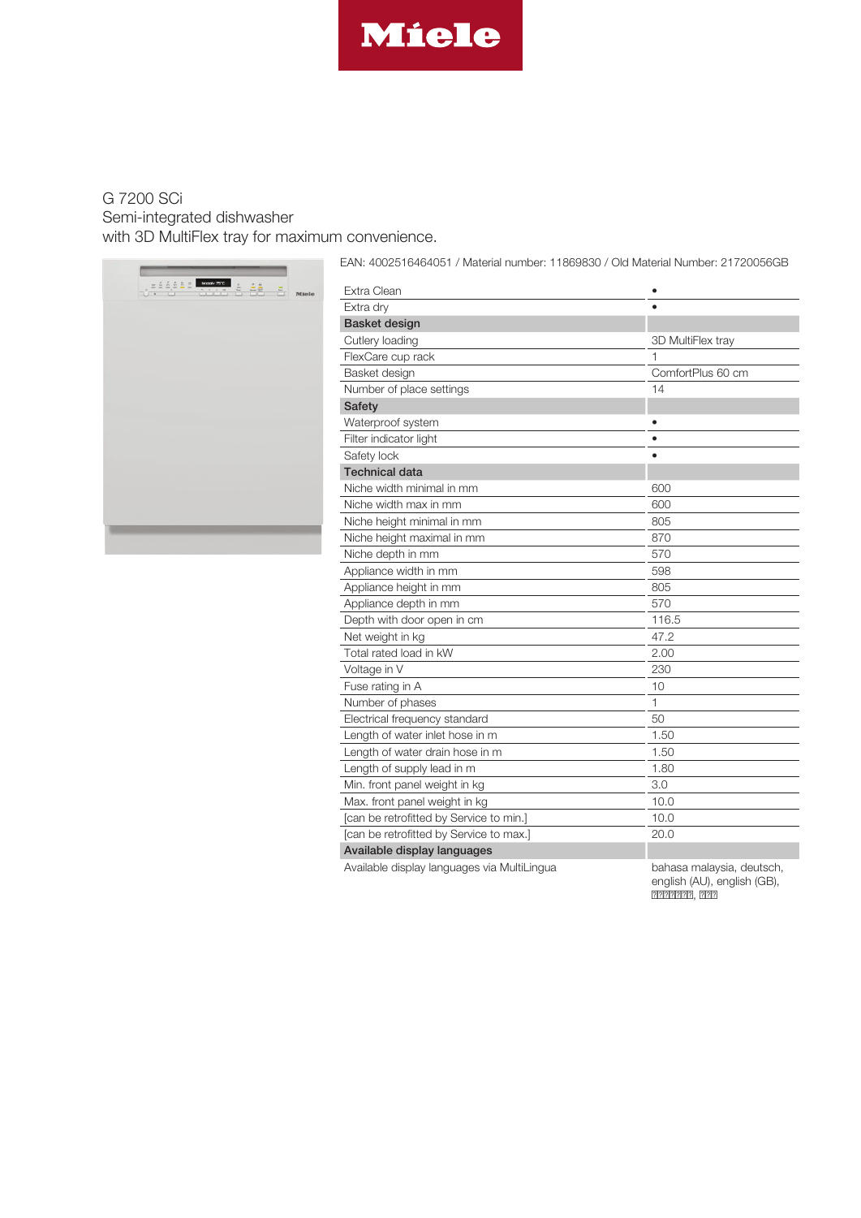G 7200 SCi
Semi-integrated dishwasher
with 3D MultiFlex tray for maximum convenience.

EAN: 4002516464051 / Material number: 11869830 / Old Material Number: 21720056GB

| | |
|---|---|
| Extra Clean | • |
| Extra dry | • |
| **Basket design** | |
| Cutlery loading | 3D MultiFlex tray |
| FlexCare cup rack | 1 |
| Basket design | ComfortPlus 60 cm |
| Number of place settings | 14 |
| **Safety** | |
| Waterproof system | • |
| Filter indicator light | • |
| Safety lock | • |
| **Technical data** | |
| Niche width minimal in mm | 600 |
| Niche width max in mm | 600 |
| Niche height minimal in mm | 805 |
| Niche height maximal in mm | 870 |
| Niche depth in mm | 570 |
| Appliance width in mm | 598 |
| Appliance height in mm | 805 |
| Appliance depth in mm | 570 |
| Depth with door open in cm | 116.5 |
| Net weight in kg | 47.2 |
| Total rated load in kW | 2.00 |
| Voltage in V | 230 |
| Fuse rating in A | 10 |
| Number of phases | 1 |
| Electrical frequency standard | 50 |
| Length of water inlet hose in m | 1.50 |
| Length of water drain hose in m | 1.50 |
| Length of supply lead in m | 1.80 |
| Min. front panel weight in kg | 3.0 |
| Max. front panel weight in kg | 10.0 |
| [can be retrofitted by Service to min.] | 10.0 |
| [can be retrofitted by Service to max.] | 20.0 |
| **Available display languages** | |
| Available display languages via MultiLingua | bahasa malaysia, deutsch, english (AU), english (GB), ???????, ??? |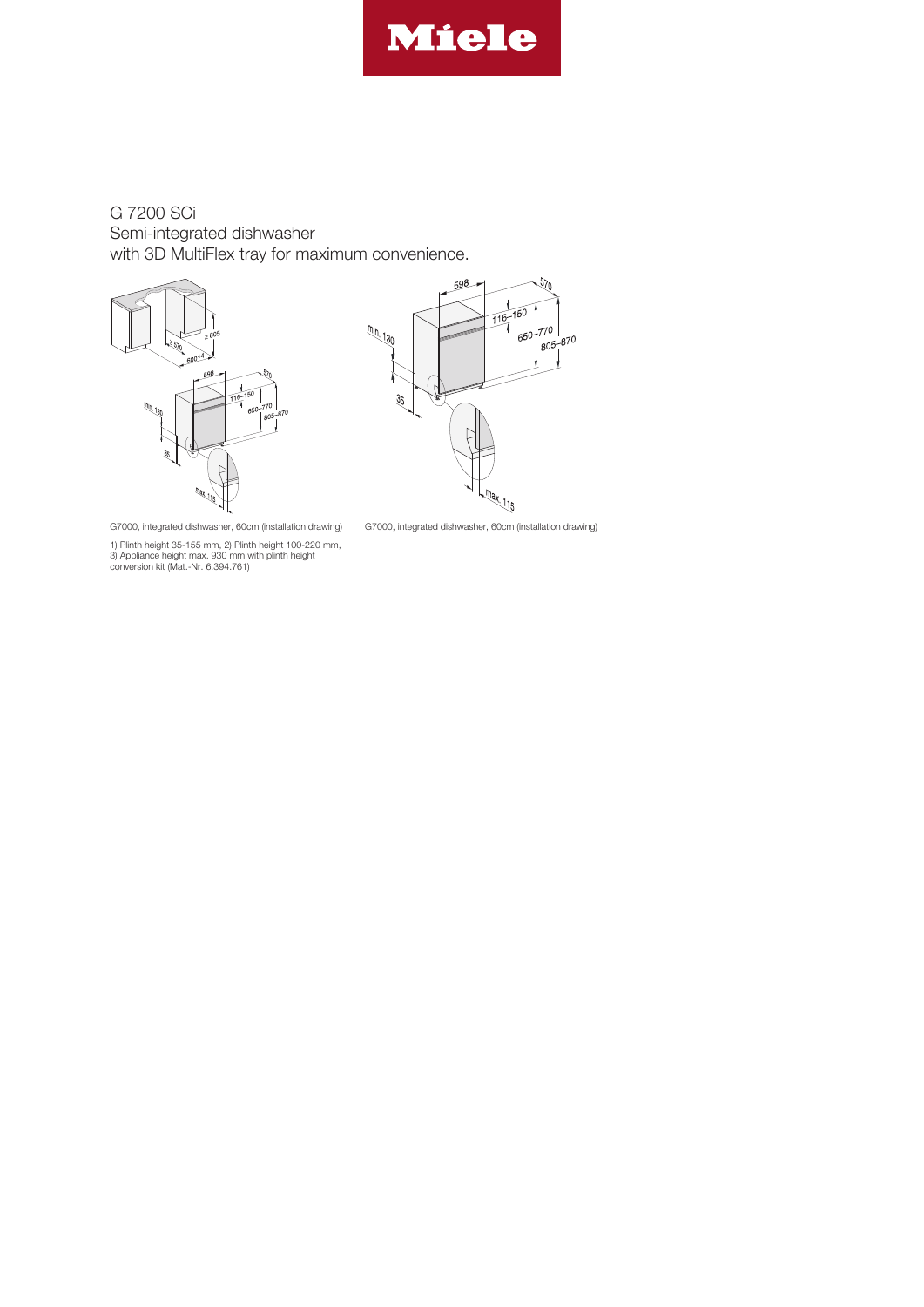G 7200 SCi
Semi-integrated dishwasher
with 3D MultiFlex tray for maximum convenience.

G7000, integrated dishwasher, 60cm (installation drawing)

1) Plinth height 35-155 mm, 2) Plinth height 100-220 mm, 3) Appliance height max. 930 mm with plinth height conversion kit (Mat.-Nr. 6.394.761)

G7000, integrated dishwasher, 60cm (installation drawing)